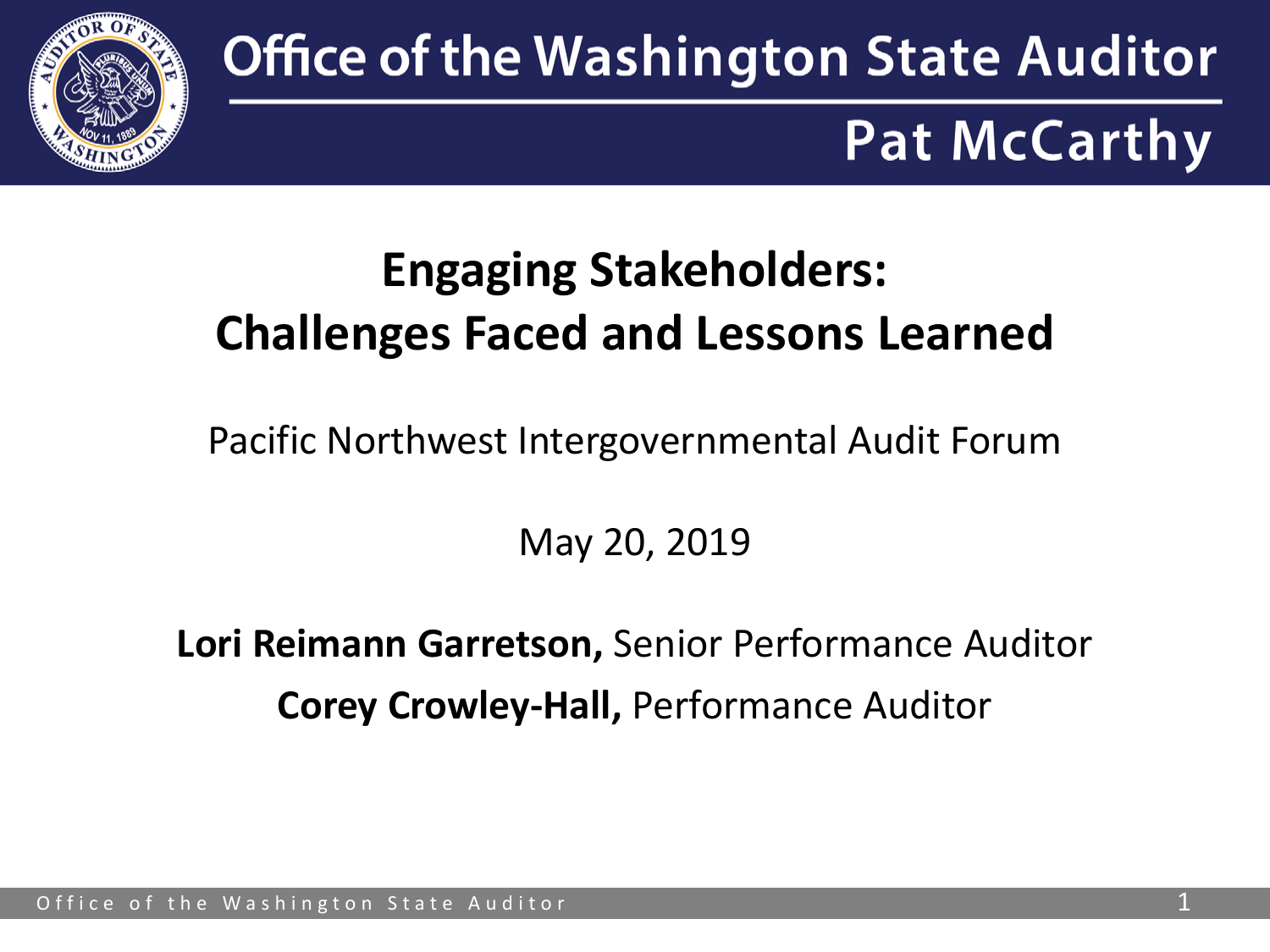Office of the Washington State Auditor

Pat McCarthy

# Engaging Stakeholders: Challenges Faced and Lessons Learned

Pacific Northwest Intergovernmental Audit Forum

May 20, 2019

**Lori Reimann Garretson,** Senior Performance Auditor

**Corey Crowley-Hall,** Performance Auditor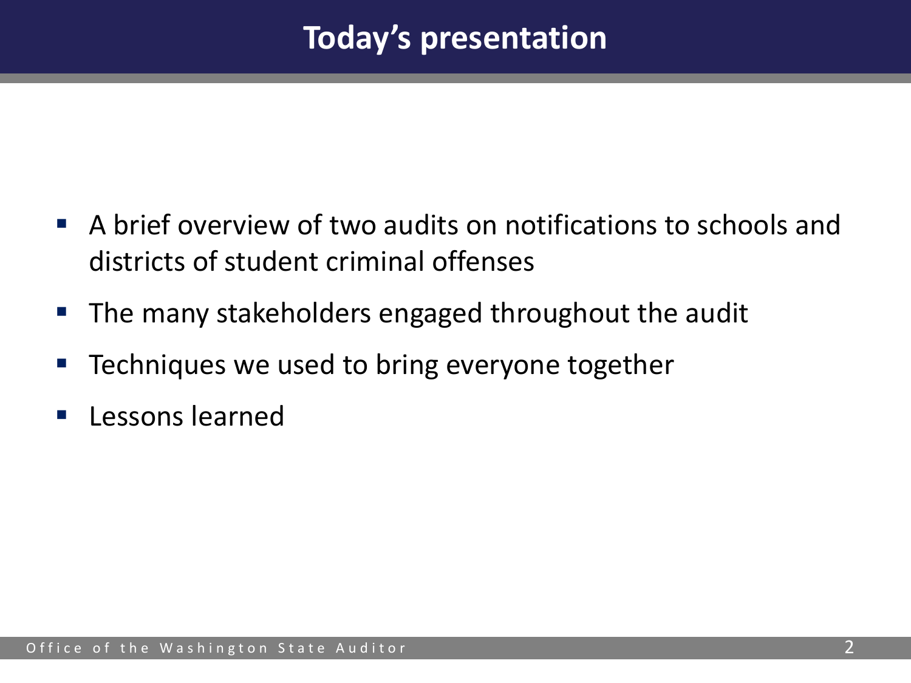# Today's presentation

- A brief overview of two audits on notifications to schools and districts of student criminal offenses
- The many stakeholders engaged throughout the audit
- Techniques we used to bring everyone together
- Lessons learned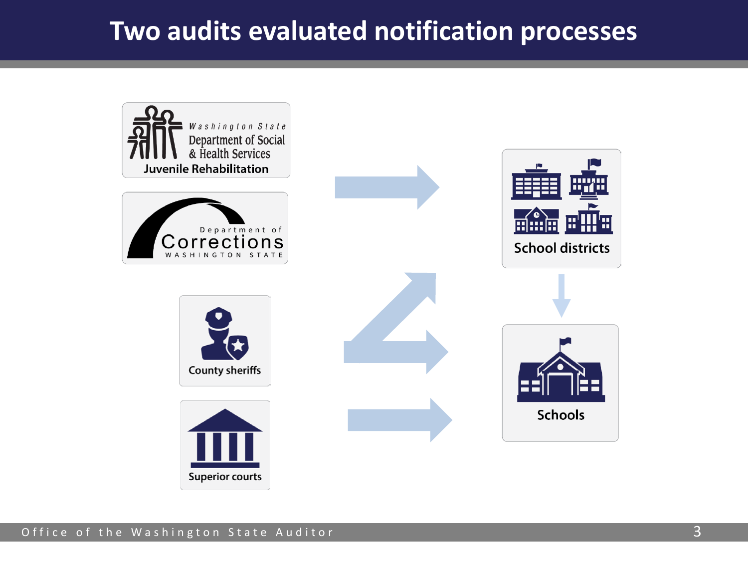# Two audits evaluated notification processes

Washington State Department of Social & Health Services
Juvenile Rehabilitation

Department of Corrections
WASHINGTON STATE

County sheriffs

Superior courts

School districts

Schools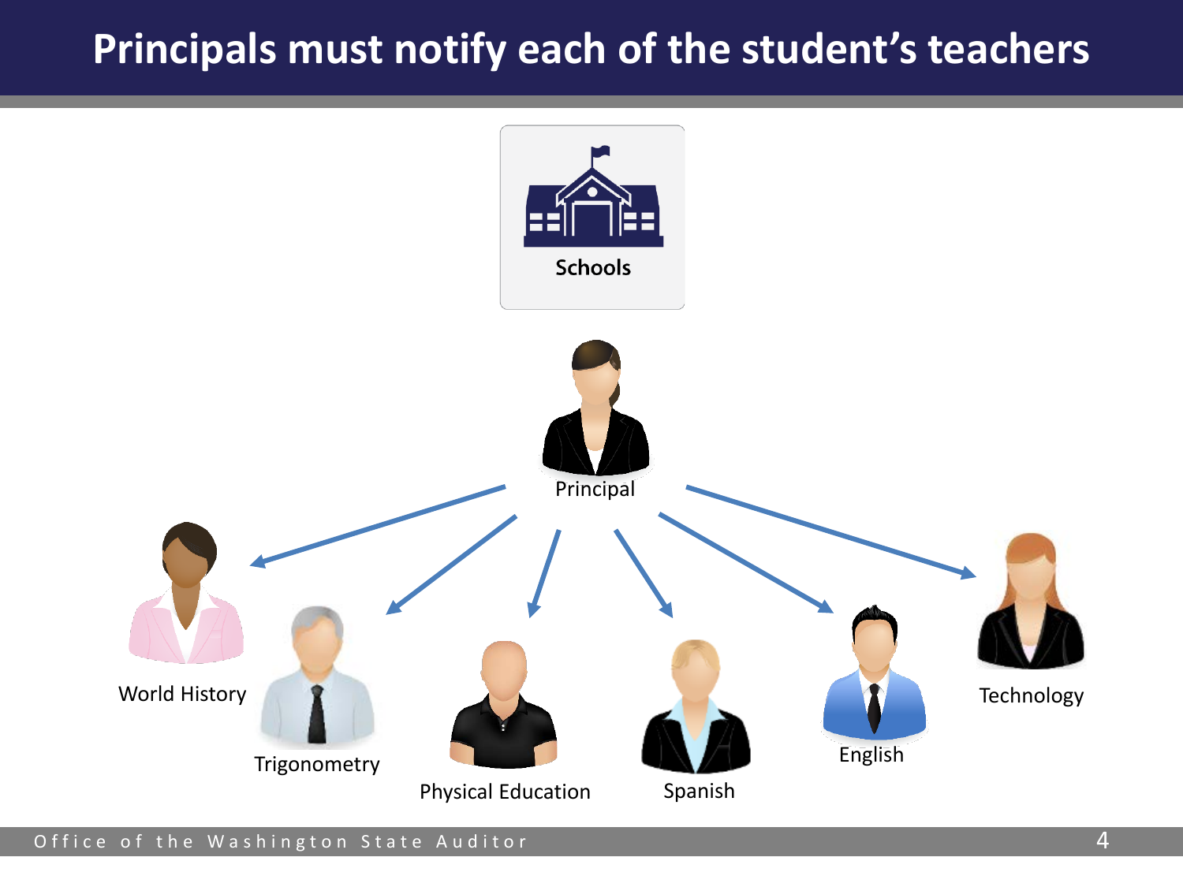# Principals must notify each of the student's teachers

Schools

Principal

- World History
- Trigonometry
- Physical Education
- Spanish
- English
- Technology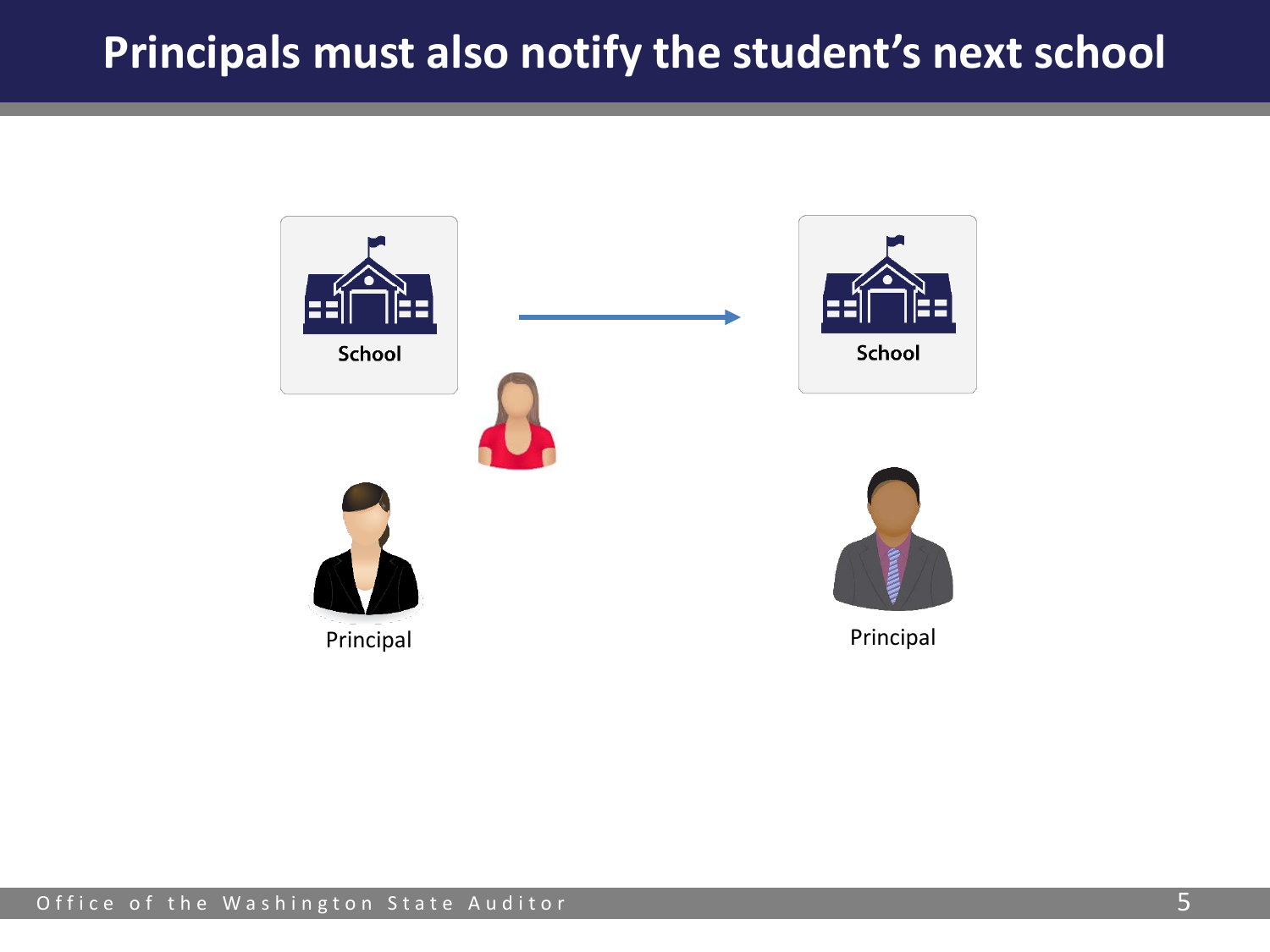# Principals must also notify the student's next school

School

School

Principal

Principal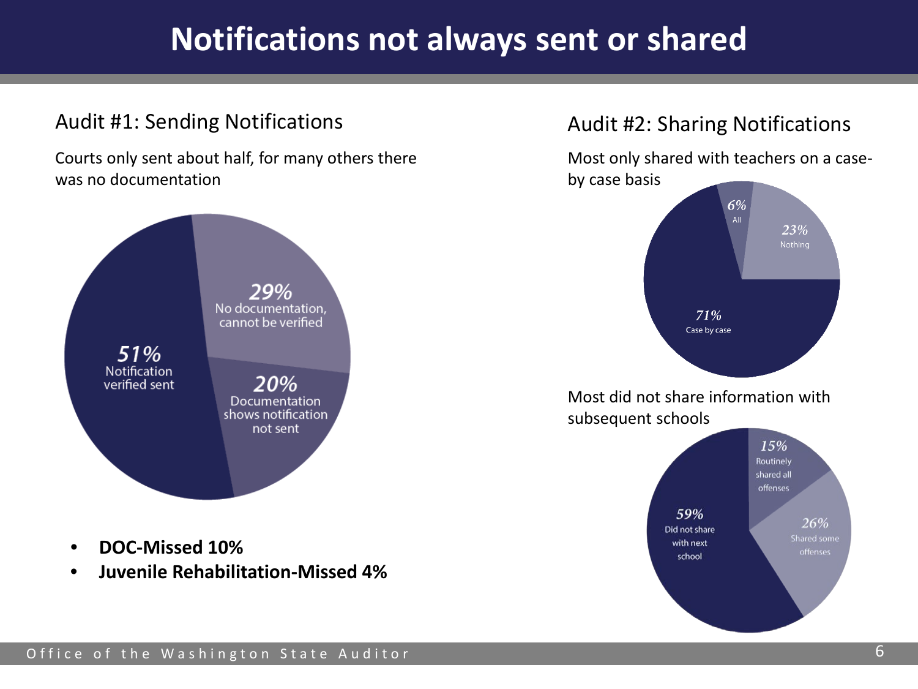# Notifications not always sent or shared

## Audit #1: Sending Notifications

Courts only sent about half, for many others there was no documentation

51% Notification verified sent

29% No documentation, cannot be verified

20% Documentation shows notification not sent

- **DOC-Missed 10%**
- **Juvenile Rehabilitation-Missed 4%**

## Audit #2: Sharing Notifications

Most only shared with teachers on a case-by case basis

6% All

23% Nothing

71% Case by case

Most did not share information with subsequent schools

15% Routinely shared all offenses

26% Shared some offenses

59% Did not share with next school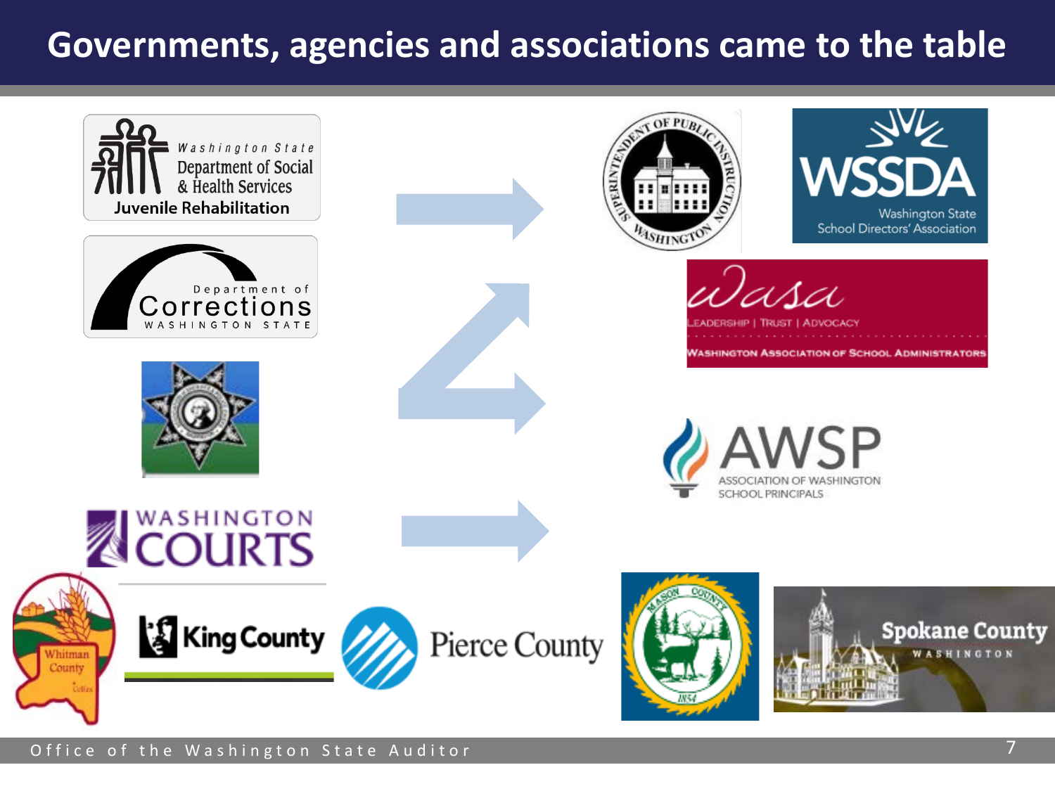# Governments, agencies and associations came to the table

Washington State Department of Social & Health Services Juvenile Rehabilitation

Department of Corrections Washington State

Washington Courts

Superintendent of Public Instruction Washington

WSSDA Washington State School Directors' Association

WASA Leadership | Trust | Advocacy Washington Association of School Administrators

AWSP Association of Washington School Principals

Whitman County

King County

Pierce County

Mason County

Spokane County Washington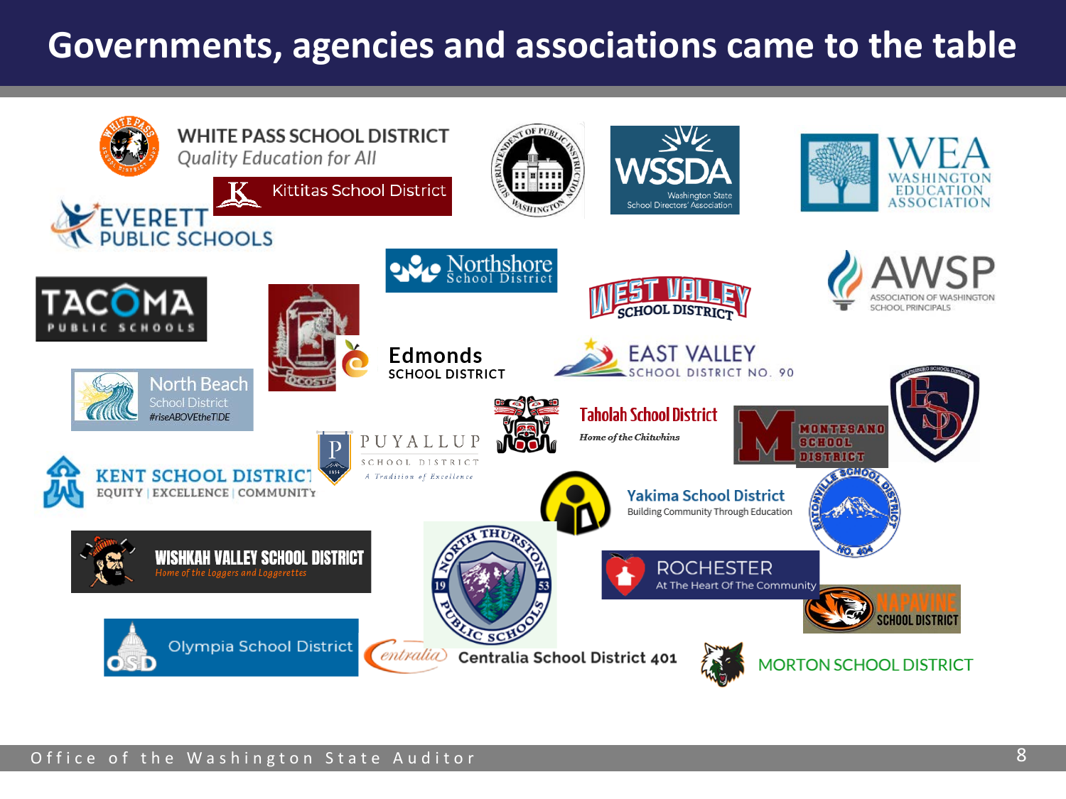# Governments, agencies and associations came to the table

- WHITE PASS SCHOOL DISTRICT – *Quality Education for All*
- Kittitas School District
- EVERETT PUBLIC SCHOOLS
- Superintendent of Public Instruction – Washington
- WSSDA – Washington State School Directors' Association
- WEA – WASHINGTON EDUCATION ASSOCIATION
- TACOMA PUBLIC SCHOOLS
- Ocosta
- Northshore School District
- WEST VALLEY SCHOOL DISTRICT
- AWSP – ASSOCIATION OF WASHINGTON SCHOOL PRINCIPALS
- Edmonds SCHOOL DISTRICT
- EAST VALLEY SCHOOL DISTRICT NO. 90
- North Beach School District – *#riseABOVEtheTIDE*
- Taholah School District – *Home of the Chitwhins*
- MONTESANO SCHOOL DISTRICT
- Ellensburg School District
- PUYALLUP SCHOOL DISTRICT – *A Tradition of Excellence*
- KENT SCHOOL DISTRICT – EQUITY | EXCELLENCE | COMMUNITY
- Yakima School District – Building Community Through Education
- Eatonville School District No. 404
- WISHKAH VALLEY SCHOOL DISTRICT – *Home of the Loggers and Loggerettes*
- North Thurston Public Schools
- ROCHESTER – At The Heart Of The Community
- NAPAVINE SCHOOL DISTRICT
- Olympia School District
- Centralia School District 401
- MORTON SCHOOL DISTRICT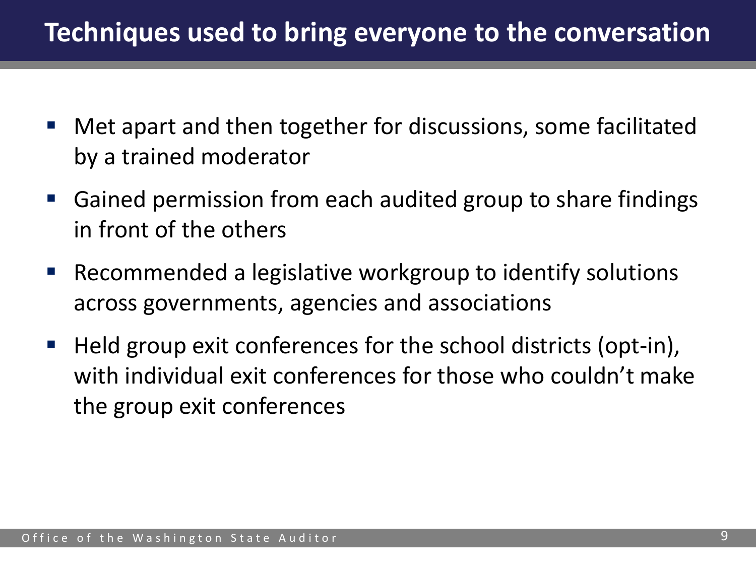# Techniques used to bring everyone to the conversation

- Met apart and then together for discussions, some facilitated by a trained moderator
- Gained permission from each audited group to share findings in front of the others
- Recommended a legislative workgroup to identify solutions across governments, agencies and associations
- Held group exit conferences for the school districts (opt-in), with individual exit conferences for those who couldn't make the group exit conferences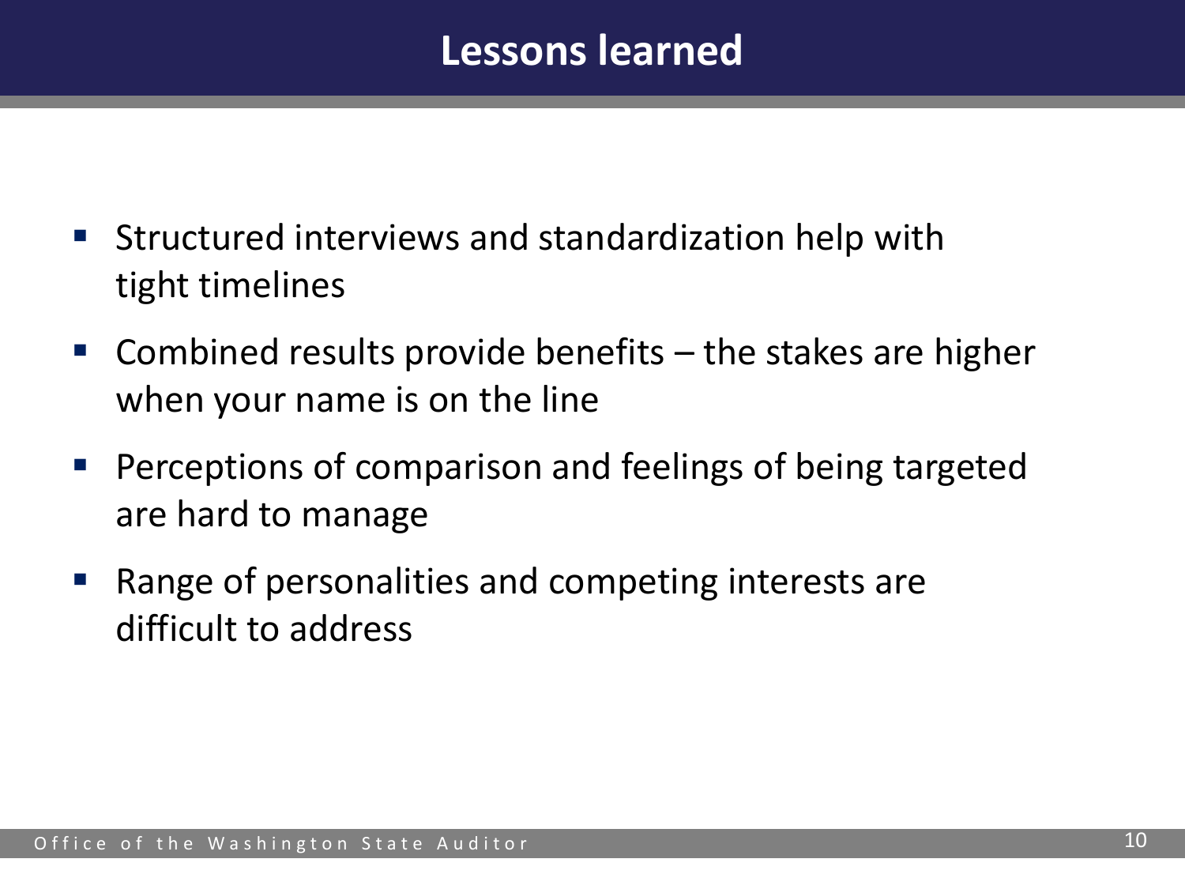# Lessons learned

- Structured interviews and standardization help with tight timelines
- Combined results provide benefits – the stakes are higher when your name is on the line
- Perceptions of comparison and feelings of being targeted are hard to manage
- Range of personalities and competing interests are difficult to address